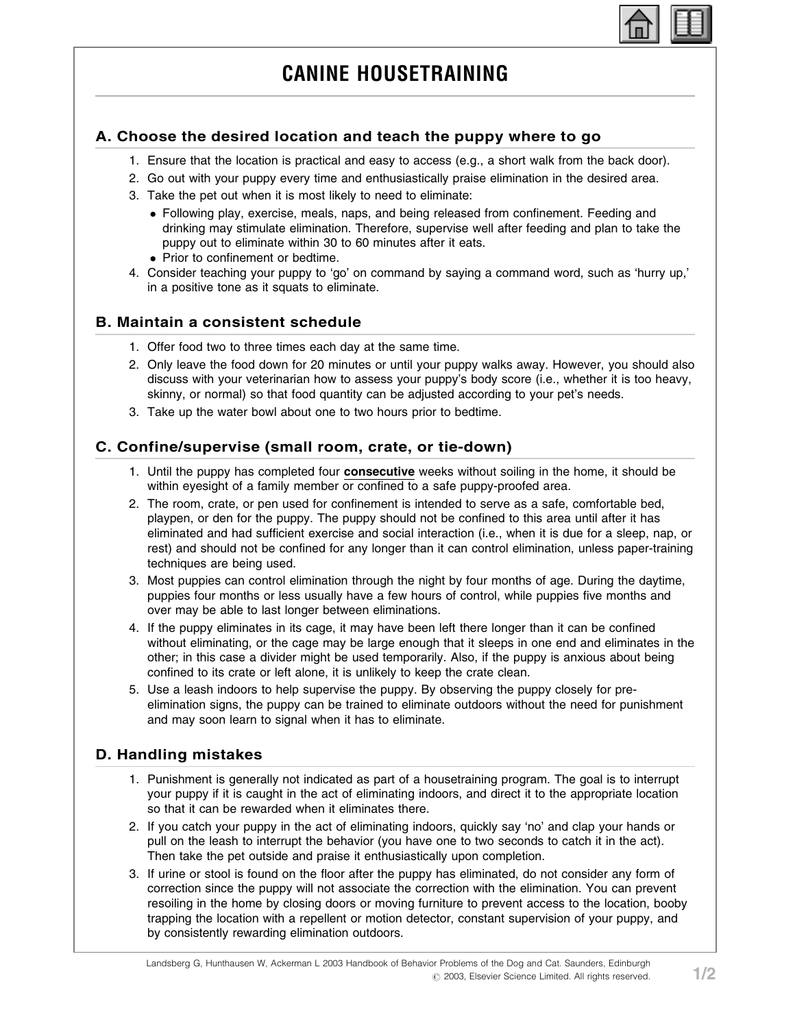# CANINE HOUSETRAINING

## A. Choose the desired location and teach the puppy where to go

1. Ensure that the location is practical and easy to access (e.g., a short walk from the back door).
2. Go out with your puppy every time and enthusiastically praise elimination in the desired area.
3. Take the pet out when it is most likely to need to eliminate:
   - Following play, exercise, meals, naps, and being released from confinement. Feeding and drinking may stimulate elimination. Therefore, supervise well after feeding and plan to take the puppy out to eliminate within 30 to 60 minutes after it eats.
   - Prior to confinement or bedtime.
4. Consider teaching your puppy to 'go' on command by saying a command word, such as 'hurry up,' in a positive tone as it squats to eliminate.

## B. Maintain a consistent schedule

1. Offer food two to three times each day at the same time.
2. Only leave the food down for 20 minutes or until your puppy walks away. However, you should also discuss with your veterinarian how to assess your puppy's body score (i.e., whether it is too heavy, skinny, or normal) so that food quantity can be adjusted according to your pet's needs.
3. Take up the water bowl about one to two hours prior to bedtime.

## C. Confine/supervise (small room, crate, or tie-down)

1. Until the puppy has completed four **consecutive** weeks without soiling in the home, it should be within eyesight of a family member or confined to a safe puppy-proofed area.
2. The room, crate, or pen used for confinement is intended to serve as a safe, comfortable bed, playpen, or den for the puppy. The puppy should not be confined to this area until after it has eliminated and had sufficient exercise and social interaction (i.e., when it is due for a sleep, nap, or rest) and should not be confined for any longer than it can control elimination, unless paper-training techniques are being used.
3. Most puppies can control elimination through the night by four months of age. During the daytime, puppies four months or less usually have a few hours of control, while puppies five months and over may be able to last longer between eliminations.
4. If the puppy eliminates in its cage, it may have been left there longer than it can be confined without eliminating, or the cage may be large enough that it sleeps in one end and eliminates in the other; in this case a divider might be used temporarily. Also, if the puppy is anxious about being confined to its crate or left alone, it is unlikely to keep the crate clean.
5. Use a leash indoors to help supervise the puppy. By observing the puppy closely for pre-elimination signs, the puppy can be trained to eliminate outdoors without the need for punishment and may soon learn to signal when it has to eliminate.

## D. Handling mistakes

1. Punishment is generally not indicated as part of a housetraining program. The goal is to interrupt your puppy if it is caught in the act of eliminating indoors, and direct it to the appropriate location so that it can be rewarded when it eliminates there.
2. If you catch your puppy in the act of eliminating indoors, quickly say 'no' and clap your hands or pull on the leash to interrupt the behavior (you have one to two seconds to catch it in the act). Then take the pet outside and praise it enthusiastically upon completion.
3. If urine or stool is found on the floor after the puppy has eliminated, do not consider any form of correction since the puppy will not associate the correction with the elimination. You can prevent resoiling in the home by closing doors or moving furniture to prevent access to the location, booby trapping the location with a repellent or motion detector, constant supervision of your puppy, and by consistently rewarding elimination outdoors.

Landsberg G, Hunthausen W, Ackerman L 2003 Handbook of Behavior Problems of the Dog and Cat. Saunders, Edinburgh
© 2003, Elsevier Science Limited. All rights reserved.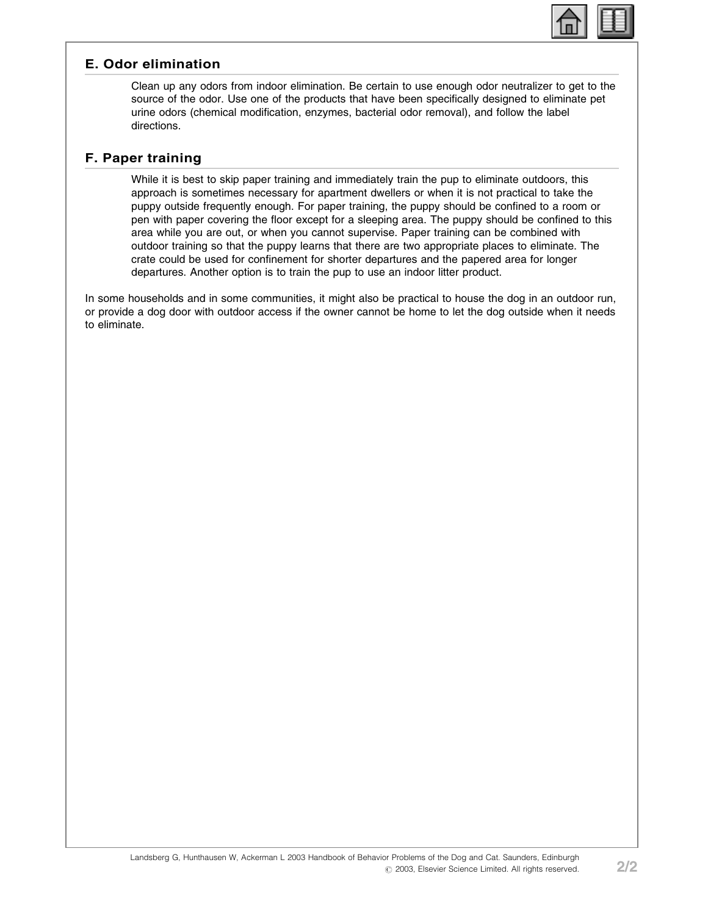## E. Odor elimination

Clean up any odors from indoor elimination. Be certain to use enough odor neutralizer to get to the source of the odor. Use one of the products that have been specifically designed to eliminate pet urine odors (chemical modification, enzymes, bacterial odor removal), and follow the label directions.

## F. Paper training

While it is best to skip paper training and immediately train the pup to eliminate outdoors, this approach is sometimes necessary for apartment dwellers or when it is not practical to take the puppy outside frequently enough. For paper training, the puppy should be confined to a room or pen with paper covering the floor except for a sleeping area. The puppy should be confined to this area while you are out, or when you cannot supervise. Paper training can be combined with outdoor training so that the puppy learns that there are two appropriate places to eliminate. The crate could be used for confinement for shorter departures and the papered area for longer departures. Another option is to train the pup to use an indoor litter product.

In some households and in some communities, it might also be practical to house the dog in an outdoor run, or provide a dog door with outdoor access if the owner cannot be home to let the dog outside when it needs to eliminate.

Landsberg G, Hunthausen W, Ackerman L 2003 Handbook of Behavior Problems of the Dog and Cat. Saunders, Edinburgh
© 2003, Elsevier Science Limited. All rights reserved.